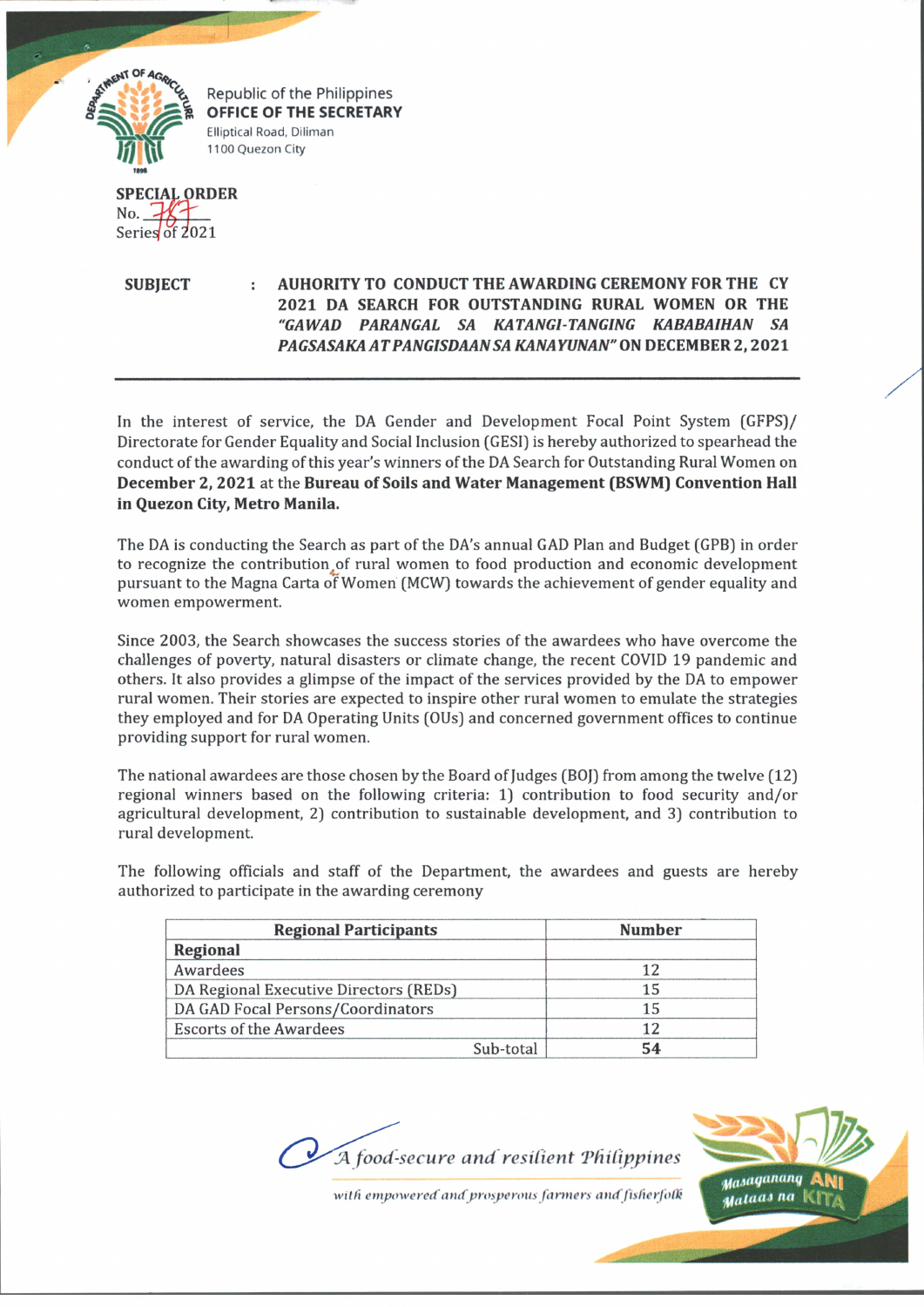Republic of the Philippines
**OFFICE OF THE SECRETARY**
Elliptical Road, Diliman
1100 Quezon City

**SPECIAL ORDER**
No. 787
Series of 2021

**SUBJECT** : **AUHORITY TO CONDUCT THE AWARDING CEREMONY FOR THE CY 2021 DA SEARCH FOR OUTSTANDING RURAL WOMEN OR THE *"GAWAD PARANGAL SA KATANGI-TANGING KABABAIHAN SA PAGSASAKA AT PANGISDAAN SA KANAYUNAN"* ON DECEMBER 2, 2021**

---

In the interest of service, the DA Gender and Development Focal Point System (GFPS)/ Directorate for Gender Equality and Social Inclusion (GESI) is hereby authorized to spearhead the conduct of the awarding of this year's winners of the DA Search for Outstanding Rural Women on **December 2, 2021** at the **Bureau of Soils and Water Management (BSWM) Convention Hall in Quezon City, Metro Manila.**

The DA is conducting the Search as part of the DA's annual GAD Plan and Budget (GPB) in order to recognize the contribution of rural women to food production and economic development pursuant to the Magna Carta of Women (MCW) towards the achievement of gender equality and women empowerment.

Since 2003, the Search showcases the success stories of the awardees who have overcome the challenges of poverty, natural disasters or climate change, the recent COVID 19 pandemic and others. It also provides a glimpse of the impact of the services provided by the DA to empower rural women. Their stories are expected to inspire other rural women to emulate the strategies they employed and for DA Operating Units (OUs) and concerned government offices to continue providing support for rural women.

The national awardees are those chosen by the Board of Judges (BOJ) from among the twelve (12) regional winners based on the following criteria: 1) contribution to food security and/or agricultural development, 2) contribution to sustainable development, and 3) contribution to rural development.

The following officials and staff of the Department, the awardees and guests are hereby authorized to participate in the awarding ceremony

| Regional Participants | Number |
|---|---|
| **Regional** | |
| Awardees | 12 |
| DA Regional Executive Directors (REDs) | 15 |
| DA GAD Focal Persons/Coordinators | 15 |
| Escorts of the Awardees | 12 |
| Sub-total | **54** |

*A food-secure and resilient Philippines*
*with empowered and prosperous farmers and fisherfolk*

*Masaganang* **ANI** *Mataas na* **KITA**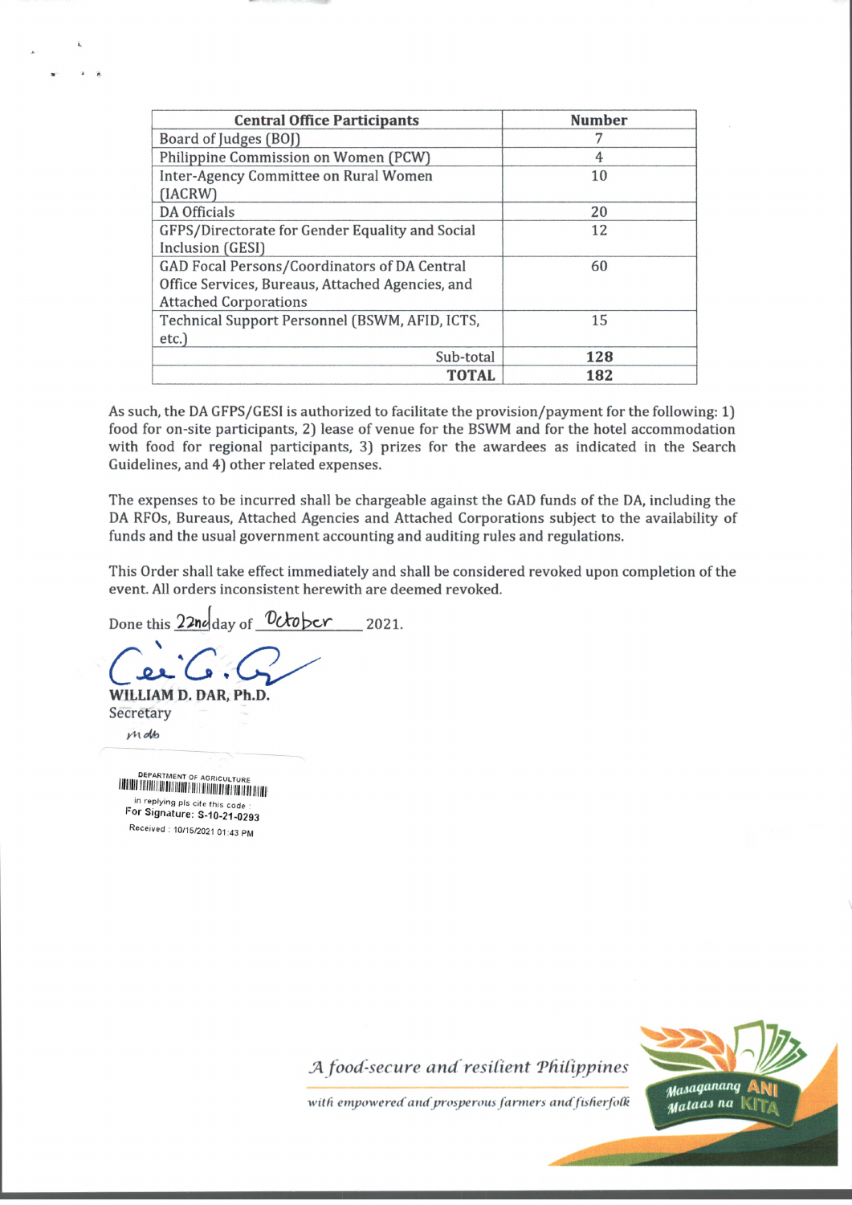| Central Office Participants | Number |
|---|---|
| Board of Judges (BOJ) | 7 |
| Philippine Commission on Women (PCW) | 4 |
| Inter-Agency Committee on Rural Women (IACRW) | 10 |
| DA Officials | 20 |
| GFPS/Directorate for Gender Equality and Social Inclusion (GESI) | 12 |
| GAD Focal Persons/Coordinators of DA Central Office Services, Bureaus, Attached Agencies, and Attached Corporations | 60 |
| Technical Support Personnel (BSWM, AFID, ICTS, etc.) | 15 |
| Sub-total | **128** |
| **TOTAL** | **182** |

As such, the DA GFPS/GESI is authorized to facilitate the provision/payment for the following: 1) food for on-site participants, 2) lease of venue for the BSWM and for the hotel accommodation with food for regional participants, 3) prizes for the awardees as indicated in the Search Guidelines, and 4) other related expenses.

The expenses to be incurred shall be chargeable against the GAD funds of the DA, including the DA RFOs, Bureaus, Attached Agencies and Attached Corporations subject to the availability of funds and the usual government accounting and auditing rules and regulations.

This Order shall take effect immediately and shall be considered revoked upon completion of the event. All orders inconsistent herewith are deemed revoked.

Done this 22nd day of October 2021.

**WILLIAM D. DAR, Ph.D.**
Secretary

mdb

DEPARTMENT OF AGRICULTURE
in replying pls cite this code :
For Signature: S-10-21-0293
Received : 10/15/2021 01:43 PM

*A food-secure and resilient Philippines*
*with empowered and prosperous farmers and fisherfolk*

Masaganang ANI Mataas na KITA